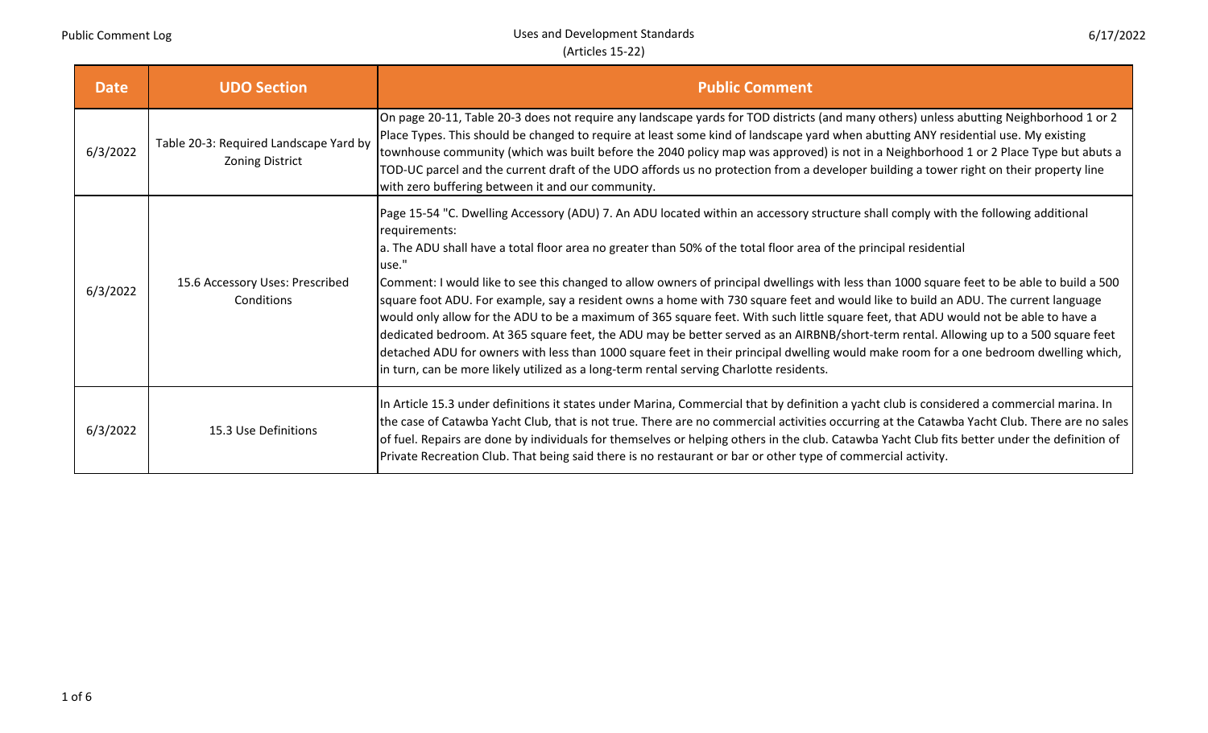| Date | UDO Section | Public Comment |
|---|---|---|
| 6/3/2022 | Table 20-3: Required Landscape Yard by Zoning District | On page 20-11, Table 20-3 does not require any landscape yards for TOD districts (and many others) unless abutting Neighborhood 1 or 2 Place Types. This should be changed to require at least some kind of landscape yard when abutting ANY residential use. My existing townhouse community (which was built before the 2040 policy map was approved) is not in a Neighborhood 1 or 2 Place Type but abuts a TOD-UC parcel and the current draft of the UDO affords us no protection from a developer building a tower right on their property line with zero buffering between it and our community. |
| 6/3/2022 | 15.6 Accessory Uses: Prescribed Conditions | Page 15-54 "C. Dwelling Accessory (ADU) 7. An ADU located within an accessory structure shall comply with the following additional requirements:<br>a. The ADU shall have a total floor area no greater than 50% of the total floor area of the principal residential use."<br>Comment: I would like to see this changed to allow owners of principal dwellings with less than 1000 square feet to be able to build a 500 square foot ADU. For example, say a resident owns a home with 730 square feet and would like to build an ADU. The current language would only allow for the ADU to be a maximum of 365 square feet. With such little square feet, that ADU would not be able to have a dedicated bedroom. At 365 square feet, the ADU may be better served as an AIRBNB/short-term rental. Allowing up to a 500 square feet detached ADU for owners with less than 1000 square feet in their principal dwelling would make room for a one bedroom dwelling which, in turn, can be more likely utilized as a long-term rental serving Charlotte residents. |
| 6/3/2022 | 15.3 Use Definitions | In Article 15.3 under definitions it states under Marina, Commercial that by definition a yacht club is considered a commercial marina. In the case of Catawba Yacht Club, that is not true. There are no commercial activities occurring at the Catawba Yacht Club. There are no sales of fuel. Repairs are done by individuals for themselves or helping others in the club. Catawba Yacht Club fits better under the definition of Private Recreation Club. That being said there is no restaurant or bar or other type of commercial activity. |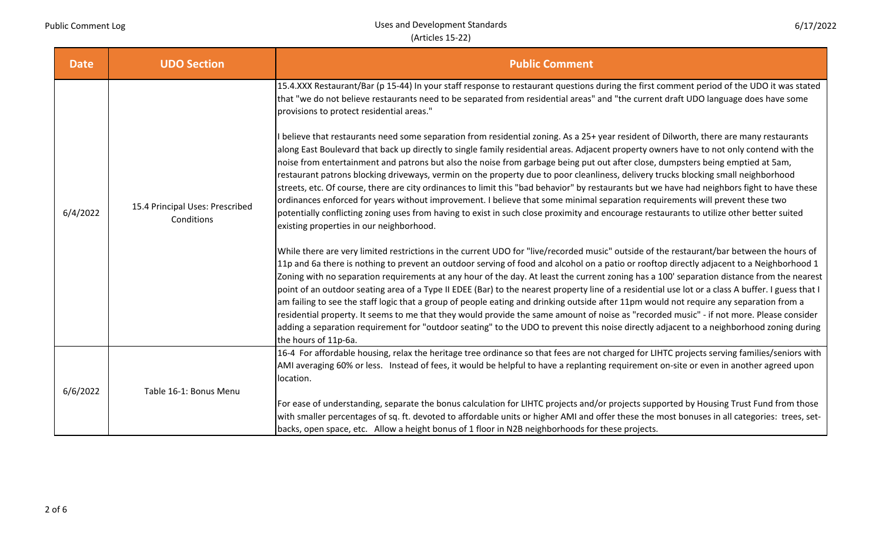| Date | UDO Section | Public Comment |
| --- | --- | --- |
| 6/4/2022 | 15.4 Principal Uses: Prescribed Conditions | 15.4.XXX Restaurant/Bar (p 15-44) In your staff response to restaurant questions during the first comment period of the UDO it was stated that "we do not believe restaurants need to be separated from residential areas" and "the current draft UDO language does have some provisions to protect residential areas."<br><br>I believe that restaurants need some separation from residential zoning. As a 25+ year resident of Dilworth, there are many restaurants along East Boulevard that back up directly to single family residential areas. Adjacent property owners have to not only contend with the noise from entertainment and patrons but also the noise from garbage being put out after close, dumpsters being emptied at 5am, restaurant patrons blocking driveways, vermin on the property due to poor cleanliness, delivery trucks blocking small neighborhood streets, etc. Of course, there are city ordinances to limit this "bad behavior" by restaurants but we have had neighbors fight to have these ordinances enforced for years without improvement. I believe that some minimal separation requirements will prevent these two potentially conflicting zoning uses from having to exist in such close proximity and encourage restaurants to utilize other better suited existing properties in our neighborhood.<br><br>While there are very limited restrictions in the current UDO for "live/recorded music" outside of the restaurant/bar between the hours of 11p and 6a there is nothing to prevent an outdoor serving of food and alcohol on a patio or rooftop directly adjacent to a Neighborhood 1 Zoning with no separation requirements at any hour of the day. At least the current zoning has a 100' separation distance from the nearest point of an outdoor seating area of a Type II EDEE (Bar) to the nearest property line of a residential use lot or a class A buffer. I guess that I am failing to see the staff logic that a group of people eating and drinking outside after 11pm would not require any separation from a residential property. It seems to me that they would provide the same amount of noise as "recorded music" - if not more. Please consider adding a separation requirement for "outdoor seating" to the UDO to prevent this noise directly adjacent to a neighborhood zoning during the hours of 11p-6a. |
| 6/6/2022 | Table 16-1: Bonus Menu | 16-4 For affordable housing, relax the heritage tree ordinance so that fees are not charged for LIHTC projects serving families/seniors with AMI averaging 60% or less. Instead of fees, it would be helpful to have a replanting requirement on-site or even in another agreed upon location.<br><br>For ease of understanding, separate the bonus calculation for LIHTC projects and/or projects supported by Housing Trust Fund from those with smaller percentages of sq. ft. devoted to affordable units or higher AMI and offer these the most bonuses in all categories: trees, set-backs, open space, etc. Allow a height bonus of 1 floor in N2B neighborhoods for these projects. |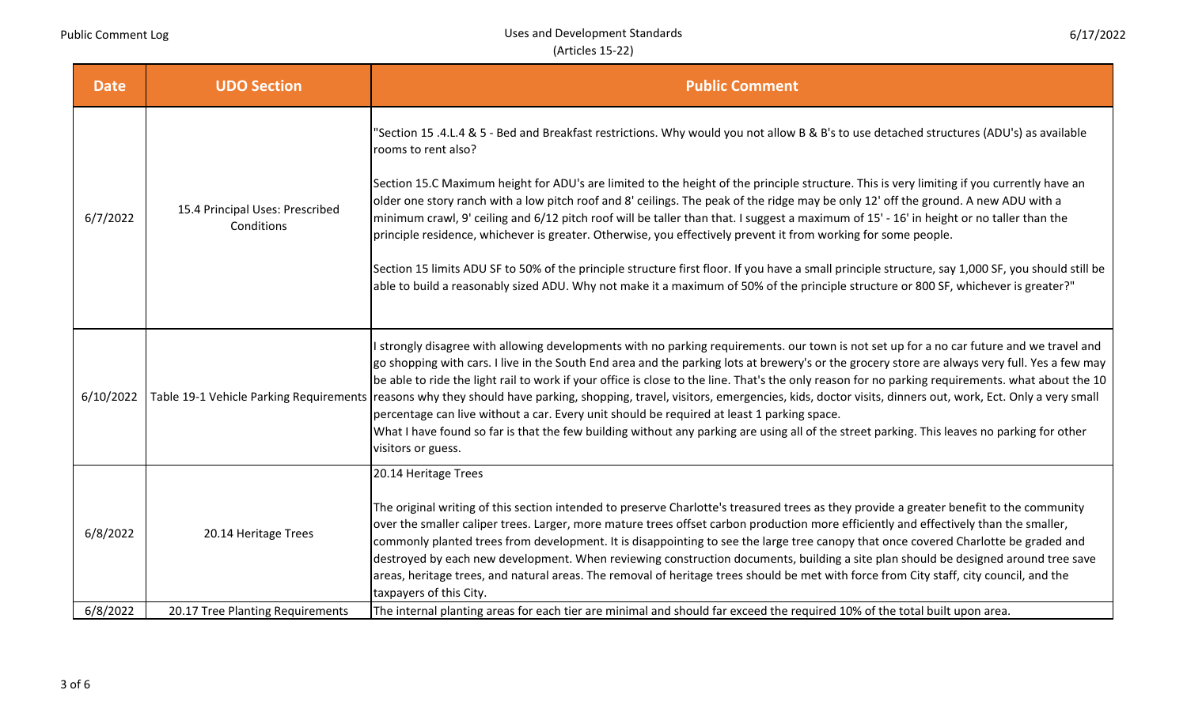| Date | UDO Section | Public Comment |
| --- | --- | --- |
| 6/7/2022 | 15.4 Principal Uses: Prescribed Conditions | "Section 15 .4.L.4 & 5 - Bed and Breakfast restrictions. Why would you not allow B & B's to use detached structures (ADU's) as available rooms to rent also?<br><br>Section 15.C Maximum height for ADU's are limited to the height of the principle structure. This is very limiting if you currently have an older one story ranch with a low pitch roof and 8' ceilings. The peak of the ridge may be only 12' off the ground. A new ADU with a minimum crawl, 9' ceiling and 6/12 pitch roof will be taller than that. I suggest a maximum of 15' - 16' in height or no taller than the principle residence, whichever is greater. Otherwise, you effectively prevent it from working for some people.<br><br>Section 15 limits ADU SF to 50% of the principle structure first floor. If you have a small principle structure, say 1,000 SF, you should still be able to build a reasonably sized ADU. Why not make it a maximum of 50% of the principle structure or 800 SF, whichever is greater?" |
| 6/10/2022 | Table 19-1 Vehicle Parking Requirements | I strongly disagree with allowing developments with no parking requirements. our town is not set up for a no car future and we travel and go shopping with cars. I live in the South End area and the parking lots at brewery's or the grocery store are always very full. Yes a few may be able to ride the light rail to work if your office is close to the line. That's the only reason for no parking requirements. what about the 10 reasons why they should have parking, shopping, travel, visitors, emergencies, kids, doctor visits, dinners out, work, Ect. Only a very small percentage can live without a car. Every unit should be required at least 1 parking space.<br>What I have found so far is that the few building without any parking are using all of the street parking. This leaves no parking for other visitors or guess. |
| 6/8/2022 | 20.14 Heritage Trees | 20.14 Heritage Trees<br><br>The original writing of this section intended to preserve Charlotte's treasured trees as they provide a greater benefit to the community over the smaller caliper trees. Larger, more mature trees offset carbon production more efficiently and effectively than the smaller, commonly planted trees from development. It is disappointing to see the large tree canopy that once covered Charlotte be graded and destroyed by each new development. When reviewing construction documents, building a site plan should be designed around tree save areas, heritage trees, and natural areas. The removal of heritage trees should be met with force from City staff, city council, and the taxpayers of this City. |
| 6/8/2022 | 20.17 Tree Planting Requirements | The internal planting areas for each tier are minimal and should far exceed the required 10% of the total built upon area. |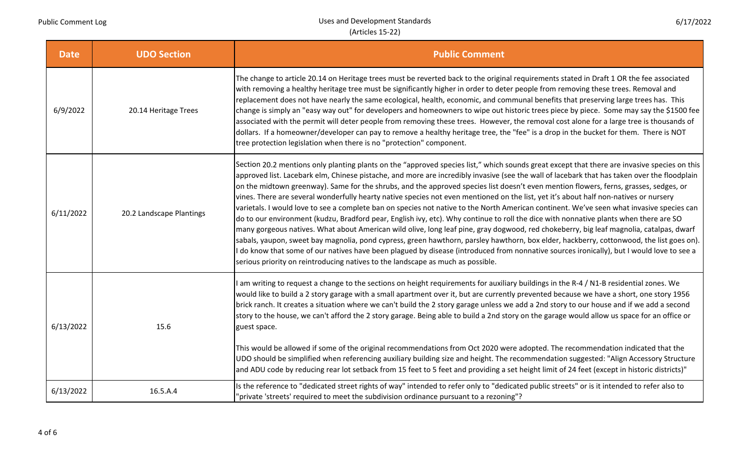| Date | UDO Section | Public Comment |
| --- | --- | --- |
| 6/9/2022 | 20.14 Heritage Trees | The change to article 20.14 on Heritage trees must be reverted back to the original requirements stated in Draft 1 OR the fee associated with removing a healthy heritage tree must be significantly higher in order to deter people from removing these trees. Removal and replacement does not have nearly the same ecological, health, economic, and communal benefits that preserving large trees has. This change is simply an "easy way out" for developers and homeowners to wipe out historic trees piece by piece. Some may say the $1500 fee associated with the permit will deter people from removing these trees. However, the removal cost alone for a large tree is thousands of dollars. If a homeowner/developer can pay to remove a healthy heritage tree, the "fee" is a drop in the bucket for them. There is NOT tree protection legislation when there is no "protection" component. |
| 6/11/2022 | 20.2 Landscape Plantings | Section 20.2 mentions only planting plants on the "approved species list," which sounds great except that there are invasive species on this approved list. Lacebark elm, Chinese pistache, and more are incredibly invasive (see the wall of lacebark that has taken over the floodplain on the midtown greenway). Same for the shrubs, and the approved species list doesn't even mention flowers, ferns, grasses, sedges, or vines. There are several wonderfully hearty native species not even mentioned on the list, yet it's about half non-natives or nursery varietals. I would love to see a complete ban on species not native to the North American continent. We've seen what invasive species can do to our environment (kudzu, Bradford pear, English ivy, etc). Why continue to roll the dice with nonnative plants when there are SO many gorgeous natives. What about American wild olive, long leaf pine, gray dogwood, red chokeberry, big leaf magnolia, catalpas, dwarf sabals, yaupon, sweet bay magnolia, pond cypress, green hawthorn, parsley hawthorn, box elder, hackberry, cottonwood, the list goes on). I do know that some of our natives have been plagued by disease (introduced from nonnative sources ironically), but I would love to see a serious priority on reintroducing natives to the landscape as much as possible. |
| 6/13/2022 | 15.6 | I am writing to request a change to the sections on height requirements for auxiliary buildings in the R-4 / N1-B residential zones. We would like to build a 2 story garage with a small apartment over it, but are currently prevented because we have a short, one story 1956 brick ranch. It creates a situation where we can't build the 2 story garage unless we add a 2nd story to our house and if we add a second story to the house, we can't afford the 2 story garage. Being able to build a 2nd story on the garage would allow us space for an office or guest space.<br><br>This would be allowed if some of the original recommendations from Oct 2020 were adopted. The recommendation indicated that the UDO should be simplified when referencing auxiliary building size and height. The recommendation suggested: "Align Accessory Structure and ADU code by reducing rear lot setback from 15 feet to 5 feet and providing a set height limit of 24 feet (except in historic districts)" |
| 6/13/2022 | 16.5.A.4 | Is the reference to "dedicated street rights of way" intended to refer only to "dedicated public streets" or is it intended to refer also to "private 'streets' required to meet the subdivision ordinance pursuant to a rezoning"? |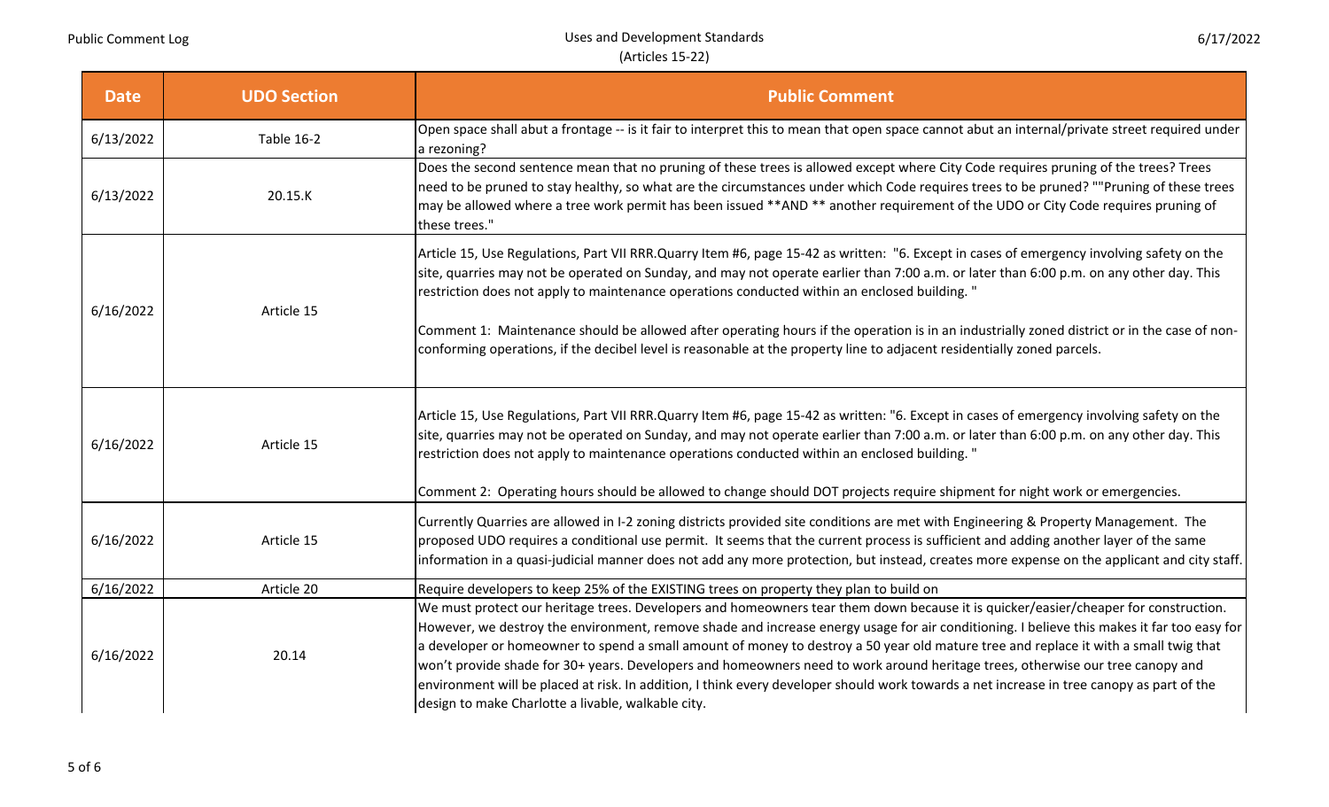| Date | UDO Section | Public Comment |
|---|---|---|
| 6/13/2022 | Table 16-2 | Open space shall abut a frontage -- is it fair to interpret this to mean that open space cannot abut an internal/private street required under a rezoning? |
| 6/13/2022 | 20.15.K | Does the second sentence mean that no pruning of these trees is allowed except where City Code requires pruning of the trees? Trees need to be pruned to stay healthy, so what are the circumstances under which Code requires trees to be pruned? ""Pruning of these trees may be allowed where a tree work permit has been issued **AND ** another requirement of the UDO or City Code requires pruning of these trees." |
| 6/16/2022 | Article 15 | Article 15, Use Regulations, Part VII RRR.Quarry Item #6, page 15-42 as written: "6. Except in cases of emergency involving safety on the site, quarries may not be operated on Sunday, and may not operate earlier than 7:00 a.m. or later than 6:00 p.m. on any other day. This restriction does not apply to maintenance operations conducted within an enclosed building. "<br><br>Comment 1: Maintenance should be allowed after operating hours if the operation is in an industrially zoned district or in the case of non-conforming operations, if the decibel level is reasonable at the property line to adjacent residentially zoned parcels. |
| 6/16/2022 | Article 15 | Article 15, Use Regulations, Part VII RRR.Quarry Item #6, page 15-42 as written: "6. Except in cases of emergency involving safety on the site, quarries may not be operated on Sunday, and may not operate earlier than 7:00 a.m. or later than 6:00 p.m. on any other day. This restriction does not apply to maintenance operations conducted within an enclosed building. "<br><br>Comment 2: Operating hours should be allowed to change should DOT projects require shipment for night work or emergencies. |
| 6/16/2022 | Article 15 | Currently Quarries are allowed in I-2 zoning districts provided site conditions are met with Engineering & Property Management. The proposed UDO requires a conditional use permit. It seems that the current process is sufficient and adding another layer of the same information in a quasi-judicial manner does not add any more protection, but instead, creates more expense on the applicant and city staff. |
| 6/16/2022 | Article 20 | Require developers to keep 25% of the EXISTING trees on property they plan to build on |
| 6/16/2022 | 20.14 | We must protect our heritage trees. Developers and homeowners tear them down because it is quicker/easier/cheaper for construction. However, we destroy the environment, remove shade and increase energy usage for air conditioning. I believe this makes it far too easy for a developer or homeowner to spend a small amount of money to destroy a 50 year old mature tree and replace it with a small twig that won't provide shade for 30+ years. Developers and homeowners need to work around heritage trees, otherwise our tree canopy and environment will be placed at risk. In addition, I think every developer should work towards a net increase in tree canopy as part of the design to make Charlotte a livable, walkable city. |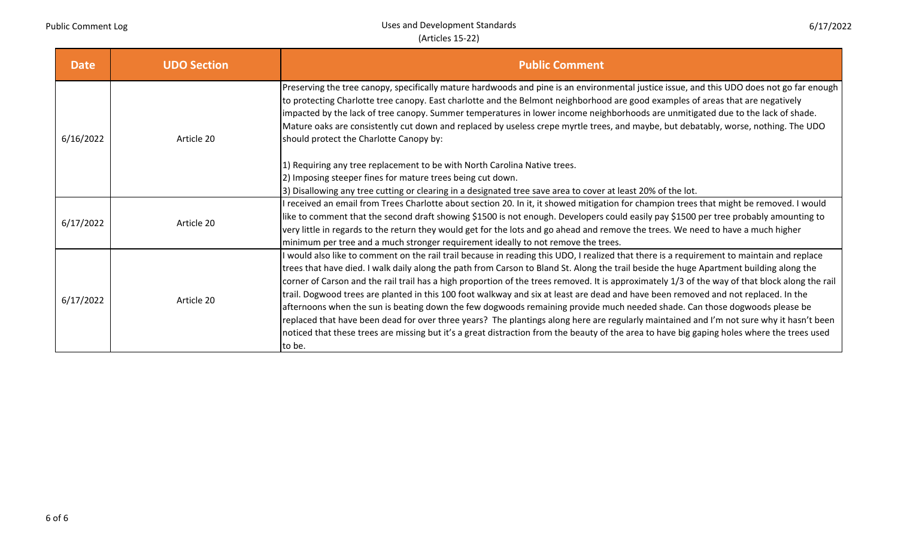| Date | UDO Section | Public Comment |
|---|---|---|
| 6/16/2022 | Article 20 | Preserving the tree canopy, specifically mature hardwoods and pine is an environmental justice issue, and this UDO does not go far enough to protecting Charlotte tree canopy. East charlotte and the Belmont neighborhood are good examples of areas that are negatively impacted by the lack of tree canopy. Summer temperatures in lower income neighborhoods are unmitigated due to the lack of shade. Mature oaks are consistently cut down and replaced by useless crepe myrtle trees, and maybe, but debatably, worse, nothing. The UDO should protect the Charlotte Canopy by:<br><br>1) Requiring any tree replacement to be with North Carolina Native trees.<br>2) Imposing steeper fines for mature trees being cut down.<br>3) Disallowing any tree cutting or clearing in a designated tree save area to cover at least 20% of the lot. |
| 6/17/2022 | Article 20 | I received an email from Trees Charlotte about section 20. In it, it showed mitigation for champion trees that might be removed. I would like to comment that the second draft showing $1500 is not enough. Developers could easily pay $1500 per tree probably amounting to very little in regards to the return they would get for the lots and go ahead and remove the trees. We need to have a much higher minimum per tree and a much stronger requirement ideally to not remove the trees. |
| 6/17/2022 | Article 20 | I would also like to comment on the rail trail because in reading this UDO, I realized that there is a requirement to maintain and replace trees that have died. I walk daily along the path from Carson to Bland St. Along the trail beside the huge Apartment building along the corner of Carson and the rail trail has a high proportion of the trees removed. It is approximately 1/3 of the way of that block along the rail trail. Dogwood trees are planted in this 100 foot walkway and six at least are dead and have been removed and not replaced. In the afternoons when the sun is beating down the few dogwoods remaining provide much needed shade. Can those dogwoods please be replaced that have been dead for over three years? The plantings along here are regularly maintained and I'm not sure why it hasn't been noticed that these trees are missing but it's a great distraction from the beauty of the area to have big gaping holes where the trees used to be. |